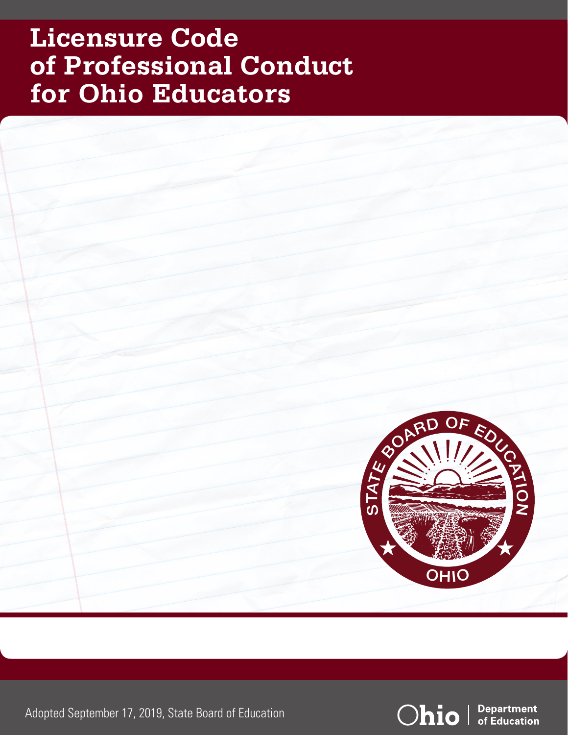# Licensure Code of Professional Conduct for Ohio Educators

Adopted September 17, 2019, State Board of Education

Ohio | Department of Education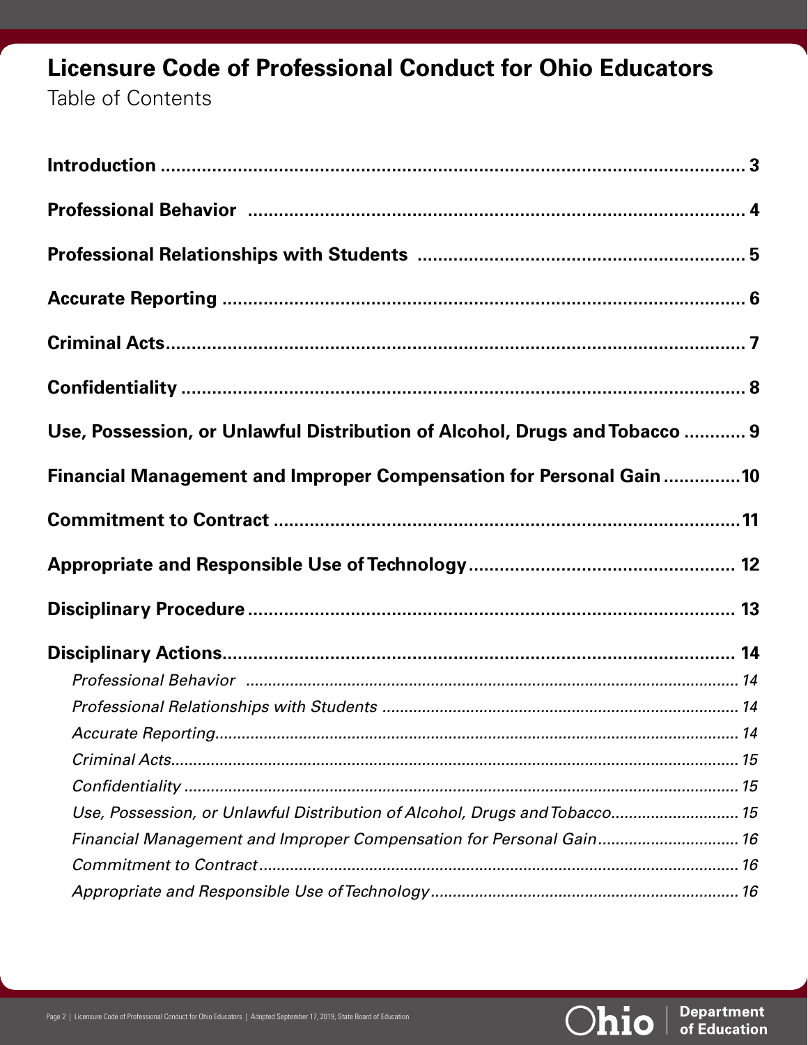# Licensure Code of Professional Conduct for Ohio Educators

Table of Contents

**Introduction** ........................................................................ 3

**Professional Behavior** ........................................................................ 4

**Professional Relationships with Students** ........................................................................ 5

**Accurate Reporting** ........................................................................ 6

**Criminal Acts** ........................................................................ 7

**Confidentiality** ........................................................................ 8

**Use, Possession, or Unlawful Distribution of Alcohol, Drugs and Tobacco** ........................................................................ 9

**Financial Management and Improper Compensation for Personal Gain** ........................................................................ 10

**Commitment to Contract** ........................................................................ 11

**Appropriate and Responsible Use of Technology** ........................................................................ 12

**Disciplinary Procedure** ........................................................................ 13

**Disciplinary Actions** ........................................................................ 14

- *Professional Behavior* ........................................................................ 14
- *Professional Relationships with Students* ........................................................................ 14
- *Accurate Reporting* ........................................................................ 14
- *Criminal Acts* ........................................................................ 15
- *Confidentiality* ........................................................................ 15
- *Use, Possession, or Unlawful Distribution of Alcohol, Drugs and Tobacco* ........................................................................ 15
- *Financial Management and Improper Compensation for Personal Gain* ........................................................................ 16
- *Commitment to Contract* ........................................................................ 16
- *Appropriate and Responsible Use of Technology* ........................................................................ 16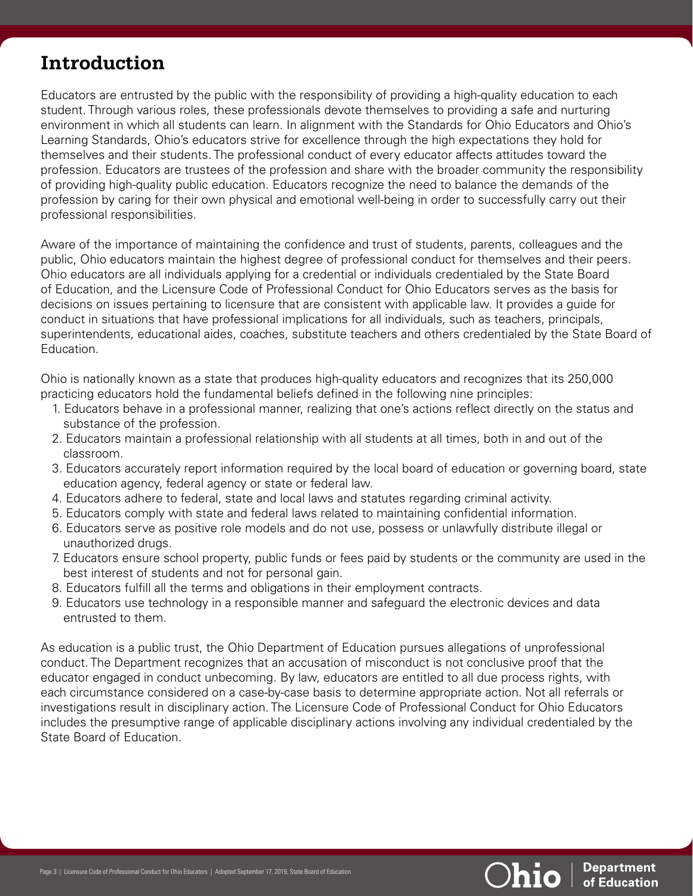# Introduction

Educators are entrusted by the public with the responsibility of providing a high-quality education to each student. Through various roles, these professionals devote themselves to providing a safe and nurturing environment in which all students can learn. In alignment with the Standards for Ohio Educators and Ohio's Learning Standards, Ohio's educators strive for excellence through the high expectations they hold for themselves and their students. The professional conduct of every educator affects attitudes toward the profession. Educators are trustees of the profession and share with the broader community the responsibility of providing high-quality public education. Educators recognize the need to balance the demands of the profession by caring for their own physical and emotional well-being in order to successfully carry out their professional responsibilities.

Aware of the importance of maintaining the confidence and trust of students, parents, colleagues and the public, Ohio educators maintain the highest degree of professional conduct for themselves and their peers. Ohio educators are all individuals applying for a credential or individuals credentialed by the State Board of Education, and the Licensure Code of Professional Conduct for Ohio Educators serves as the basis for decisions on issues pertaining to licensure that are consistent with applicable law. It provides a guide for conduct in situations that have professional implications for all individuals, such as teachers, principals, superintendents, educational aides, coaches, substitute teachers and others credentialed by the State Board of Education.

Ohio is nationally known as a state that produces high-quality educators and recognizes that its 250,000 practicing educators hold the fundamental beliefs defined in the following nine principles:

1. Educators behave in a professional manner, realizing that one's actions reflect directly on the status and substance of the profession.
2. Educators maintain a professional relationship with all students at all times, both in and out of the classroom.
3. Educators accurately report information required by the local board of education or governing board, state education agency, federal agency or state or federal law.
4. Educators adhere to federal, state and local laws and statutes regarding criminal activity.
5. Educators comply with state and federal laws related to maintaining confidential information.
6. Educators serve as positive role models and do not use, possess or unlawfully distribute illegal or unauthorized drugs.
7. Educators ensure school property, public funds or fees paid by students or the community are used in the best interest of students and not for personal gain.
8. Educators fulfill all the terms and obligations in their employment contracts.
9. Educators use technology in a responsible manner and safeguard the electronic devices and data entrusted to them.

As education is a public trust, the Ohio Department of Education pursues allegations of unprofessional conduct. The Department recognizes that an accusation of misconduct is not conclusive proof that the educator engaged in conduct unbecoming. By law, educators are entitled to all due process rights, with each circumstance considered on a case-by-case basis to determine appropriate action. Not all referrals or investigations result in disciplinary action. The Licensure Code of Professional Conduct for Ohio Educators includes the presumptive range of applicable disciplinary actions involving any individual credentialed by the State Board of Education.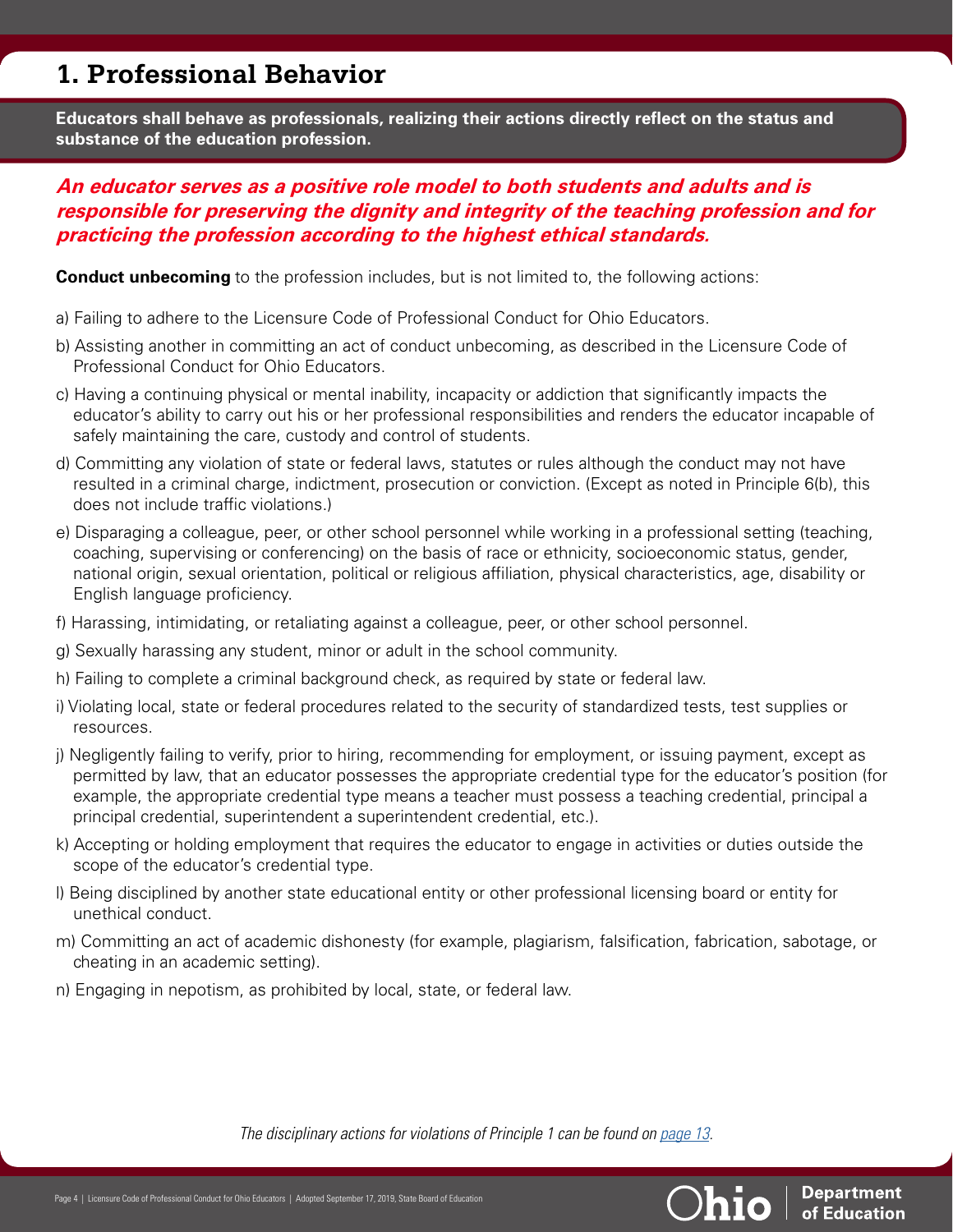# 1. Professional Behavior

**Educators shall behave as professionals, realizing their actions directly reflect on the status and substance of the education profession.**

***An educator serves as a positive role model to both students and adults and is responsible for preserving the dignity and integrity of the teaching profession and for practicing the profession according to the highest ethical standards.***

**Conduct unbecoming** to the profession includes, but is not limited to, the following actions:

a) Failing to adhere to the Licensure Code of Professional Conduct for Ohio Educators.

b) Assisting another in committing an act of conduct unbecoming, as described in the Licensure Code of Professional Conduct for Ohio Educators.

c) Having a continuing physical or mental inability, incapacity or addiction that significantly impacts the educator's ability to carry out his or her professional responsibilities and renders the educator incapable of safely maintaining the care, custody and control of students.

d) Committing any violation of state or federal laws, statutes or rules although the conduct may not have resulted in a criminal charge, indictment, prosecution or conviction. (Except as noted in Principle 6(b), this does not include traffic violations.)

e) Disparaging a colleague, peer, or other school personnel while working in a professional setting (teaching, coaching, supervising or conferencing) on the basis of race or ethnicity, socioeconomic status, gender, national origin, sexual orientation, political or religious affiliation, physical characteristics, age, disability or English language proficiency.

f) Harassing, intimidating, or retaliating against a colleague, peer, or other school personnel.

g) Sexually harassing any student, minor or adult in the school community.

h) Failing to complete a criminal background check, as required by state or federal law.

i) Violating local, state or federal procedures related to the security of standardized tests, test supplies or resources.

j) Negligently failing to verify, prior to hiring, recommending for employment, or issuing payment, except as permitted by law, that an educator possesses the appropriate credential type for the educator's position (for example, the appropriate credential type means a teacher must possess a teaching credential, principal a principal credential, superintendent a superintendent credential, etc.).

k) Accepting or holding employment that requires the educator to engage in activities or duties outside the scope of the educator's credential type.

l) Being disciplined by another state educational entity or other professional licensing board or entity for unethical conduct.

m) Committing an act of academic dishonesty (for example, plagiarism, falsification, fabrication, sabotage, or cheating in an academic setting).

n) Engaging in nepotism, as prohibited by local, state, or federal law.

*The disciplinary actions for violations of Principle 1 can be found on page 13.*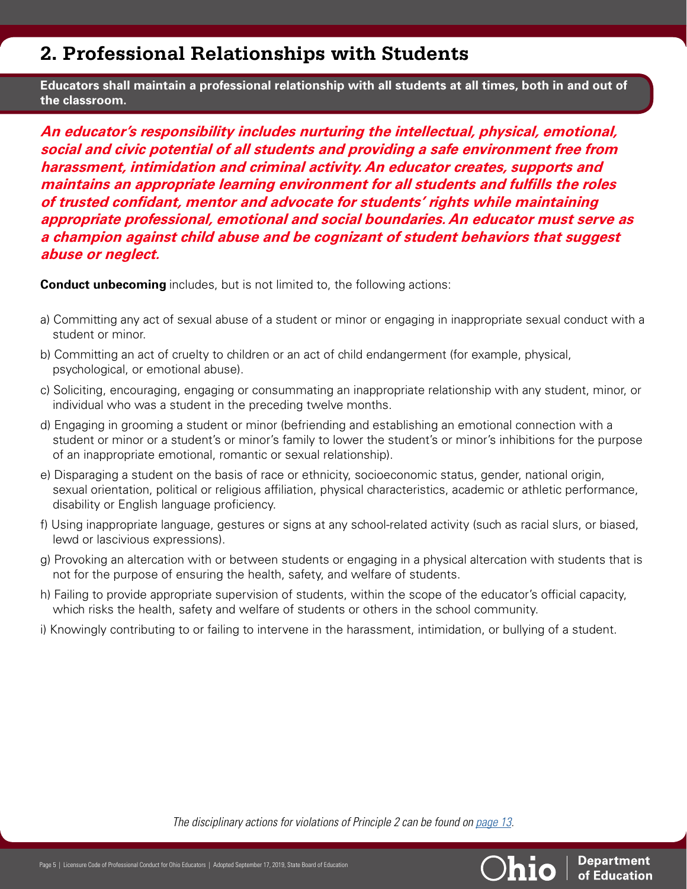## 2. Professional Relationships with Students

**Educators shall maintain a professional relationship with all students at all times, both in and out of the classroom.**

***An educator's responsibility includes nurturing the intellectual, physical, emotional, social and civic potential of all students and providing a safe environment free from harassment, intimidation and criminal activity. An educator creates, supports and maintains an appropriate learning environment for all students and fulfills the roles of trusted confidant, mentor and advocate for students' rights while maintaining appropriate professional, emotional and social boundaries. An educator must serve as a champion against child abuse and be cognizant of student behaviors that suggest abuse or neglect.***

**Conduct unbecoming** includes, but is not limited to, the following actions:

a) Committing any act of sexual abuse of a student or minor or engaging in inappropriate sexual conduct with a student or minor.

b) Committing an act of cruelty to children or an act of child endangerment (for example, physical, psychological, or emotional abuse).

c) Soliciting, encouraging, engaging or consummating an inappropriate relationship with any student, minor, or individual who was a student in the preceding twelve months.

d) Engaging in grooming a student or minor (befriending and establishing an emotional connection with a student or minor or a student's or minor's family to lower the student's or minor's inhibitions for the purpose of an inappropriate emotional, romantic or sexual relationship).

e) Disparaging a student on the basis of race or ethnicity, socioeconomic status, gender, national origin, sexual orientation, political or religious affiliation, physical characteristics, academic or athletic performance, disability or English language proficiency.

f) Using inappropriate language, gestures or signs at any school-related activity (such as racial slurs, or biased, lewd or lascivious expressions).

g) Provoking an altercation with or between students or engaging in a physical altercation with students that is not for the purpose of ensuring the health, safety, and welfare of students.

h) Failing to provide appropriate supervision of students, within the scope of the educator's official capacity, which risks the health, safety and welfare of students or others in the school community.

i) Knowingly contributing to or failing to intervene in the harassment, intimidation, or bullying of a student.

*The disciplinary actions for violations of Principle 2 can be found on page 13.*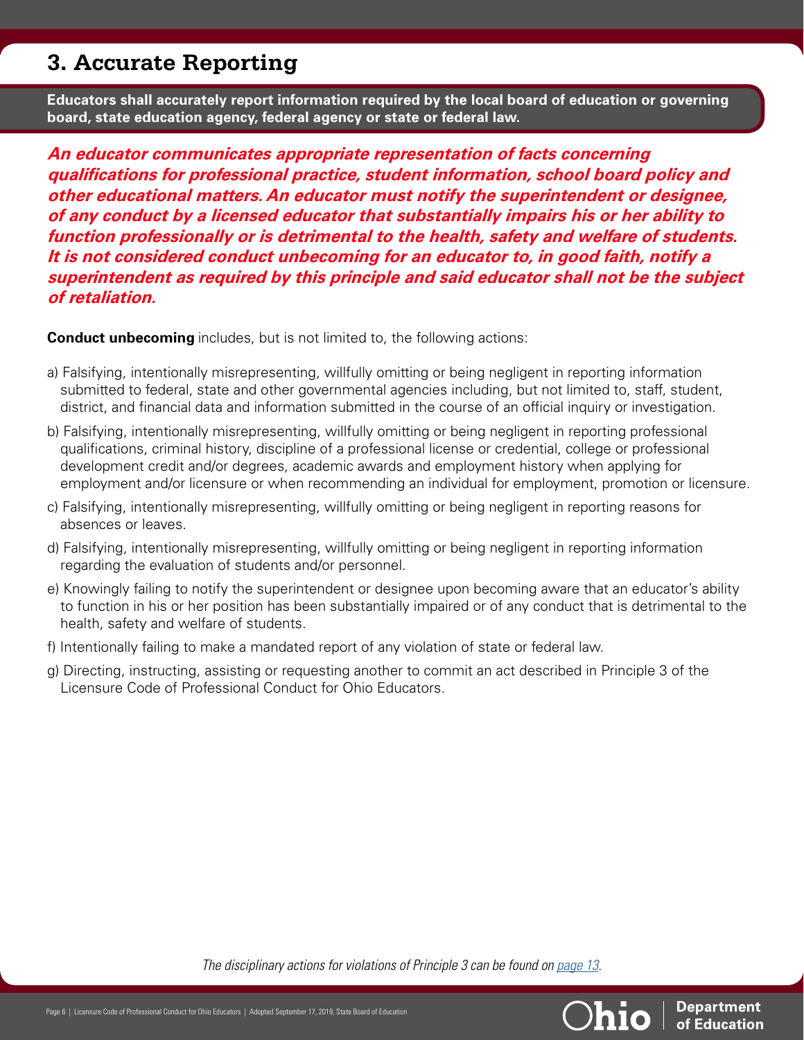## 3. Accurate Reporting

**Educators shall accurately report information required by the local board of education or governing board, state education agency, federal agency or state or federal law.**

***An educator communicates appropriate representation of facts concerning qualifications for professional practice, student information, school board policy and other educational matters. An educator must notify the superintendent or designee, of any conduct by a licensed educator that substantially impairs his or her ability to function professionally or is detrimental to the health, safety and welfare of students. It is not considered conduct unbecoming for an educator to, in good faith, notify a superintendent as required by this principle and said educator shall not be the subject of retaliation.***

**Conduct unbecoming** includes, but is not limited to, the following actions:

a) Falsifying, intentionally misrepresenting, willfully omitting or being negligent in reporting information submitted to federal, state and other governmental agencies including, but not limited to, staff, student, district, and financial data and information submitted in the course of an official inquiry or investigation.

b) Falsifying, intentionally misrepresenting, willfully omitting or being negligent in reporting professional qualifications, criminal history, discipline of a professional license or credential, college or professional development credit and/or degrees, academic awards and employment history when applying for employment and/or licensure or when recommending an individual for employment, promotion or licensure.

c) Falsifying, intentionally misrepresenting, willfully omitting or being negligent in reporting reasons for absences or leaves.

d) Falsifying, intentionally misrepresenting, willfully omitting or being negligent in reporting information regarding the evaluation of students and/or personnel.

e) Knowingly failing to notify the superintendent or designee upon becoming aware that an educator's ability to function in his or her position has been substantially impaired or of any conduct that is detrimental to the health, safety and welfare of students.

f) Intentionally failing to make a mandated report of any violation of state or federal law.

g) Directing, instructing, assisting or requesting another to commit an act described in Principle 3 of the Licensure Code of Professional Conduct for Ohio Educators.

*The disciplinary actions for violations of Principle 3 can be found on page 13.*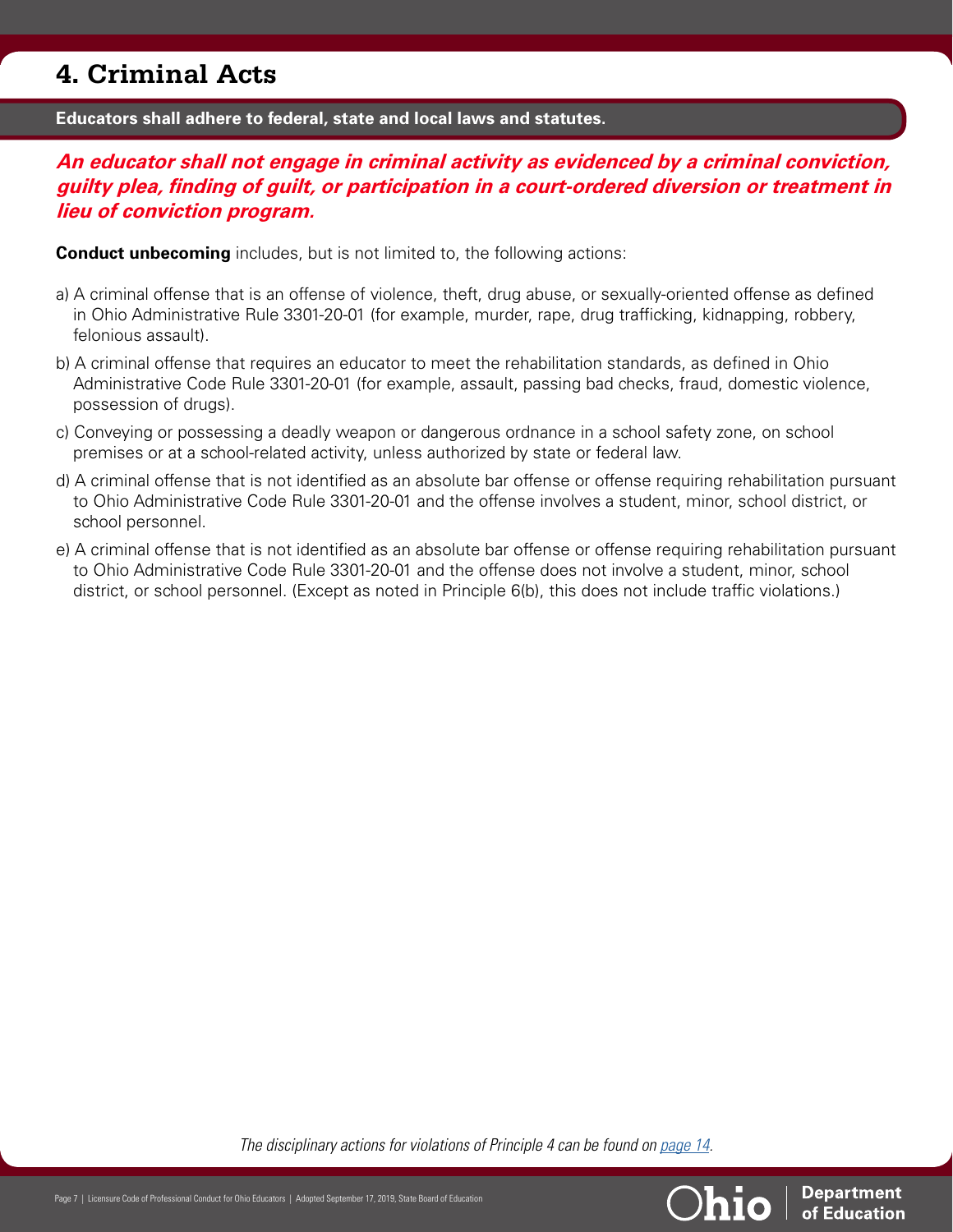# 4. Criminal Acts

**Educators shall adhere to federal, state and local laws and statutes.**

***An educator shall not engage in criminal activity as evidenced by a criminal conviction, guilty plea, finding of guilt, or participation in a court-ordered diversion or treatment in lieu of conviction program.***

**Conduct unbecoming** includes, but is not limited to, the following actions:

a) A criminal offense that is an offense of violence, theft, drug abuse, or sexually-oriented offense as defined in Ohio Administrative Rule 3301-20-01 (for example, murder, rape, drug trafficking, kidnapping, robbery, felonious assault).

b) A criminal offense that requires an educator to meet the rehabilitation standards, as defined in Ohio Administrative Code Rule 3301-20-01 (for example, assault, passing bad checks, fraud, domestic violence, possession of drugs).

c) Conveying or possessing a deadly weapon or dangerous ordnance in a school safety zone, on school premises or at a school-related activity, unless authorized by state or federal law.

d) A criminal offense that is not identified as an absolute bar offense or offense requiring rehabilitation pursuant to Ohio Administrative Code Rule 3301-20-01 and the offense involves a student, minor, school district, or school personnel.

e) A criminal offense that is not identified as an absolute bar offense or offense requiring rehabilitation pursuant to Ohio Administrative Code Rule 3301-20-01 and the offense does not involve a student, minor, school district, or school personnel. (Except as noted in Principle 6(b), this does not include traffic violations.)

*The disciplinary actions for violations of Principle 4 can be found on page 14.*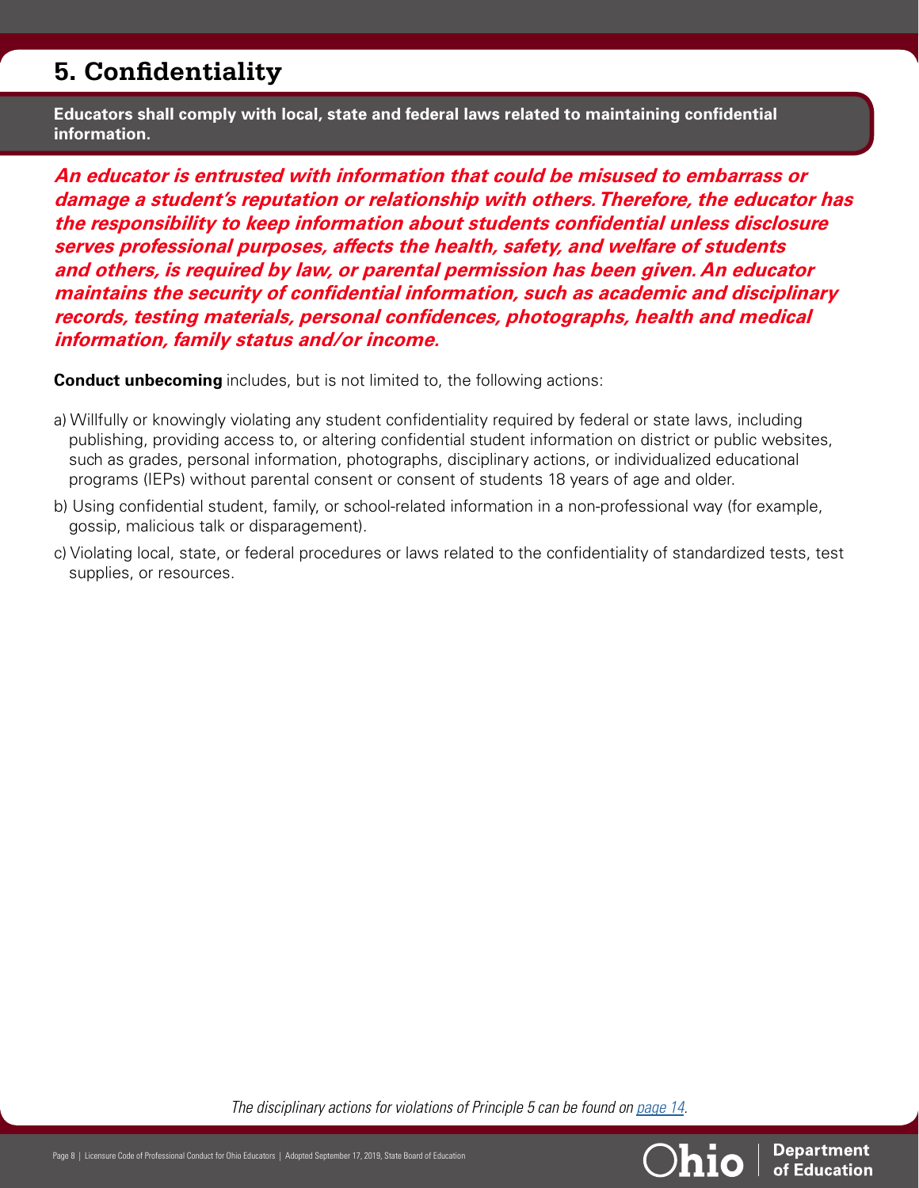## 5. Confidentiality

**Educators shall comply with local, state and federal laws related to maintaining confidential information.**

***An educator is entrusted with information that could be misused to embarrass or damage a student's reputation or relationship with others. Therefore, the educator has the responsibility to keep information about students confidential unless disclosure serves professional purposes, affects the health, safety, and welfare of students and others, is required by law, or parental permission has been given. An educator maintains the security of confidential information, such as academic and disciplinary records, testing materials, personal confidences, photographs, health and medical information, family status and/or income.***

**Conduct unbecoming** includes, but is not limited to, the following actions:

a) Willfully or knowingly violating any student confidentiality required by federal or state laws, including publishing, providing access to, or altering confidential student information on district or public websites, such as grades, personal information, photographs, disciplinary actions, or individualized educational programs (IEPs) without parental consent or consent of students 18 years of age and older.

b) Using confidential student, family, or school-related information in a non-professional way (for example, gossip, malicious talk or disparagement).

c) Violating local, state, or federal procedures or laws related to the confidentiality of standardized tests, test supplies, or resources.

*The disciplinary actions for violations of Principle 5 can be found on page 14.*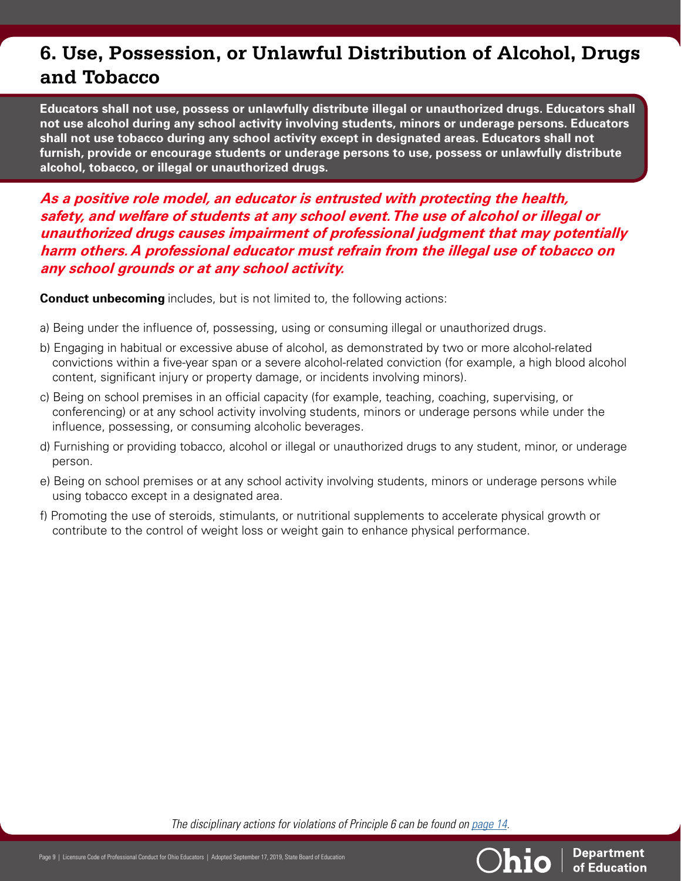# 6. Use, Possession, or Unlawful Distribution of Alcohol, Drugs and Tobacco

**Educators shall not use, possess or unlawfully distribute illegal or unauthorized drugs. Educators shall not use alcohol during any school activity involving students, minors or underage persons. Educators shall not use tobacco during any school activity except in designated areas. Educators shall not furnish, provide or encourage students or underage persons to use, possess or unlawfully distribute alcohol, tobacco, or illegal or unauthorized drugs.**

***As a positive role model, an educator is entrusted with protecting the health, safety, and welfare of students at any school event. The use of alcohol or illegal or unauthorized drugs causes impairment of professional judgment that may potentially harm others. A professional educator must refrain from the illegal use of tobacco on any school grounds or at any school activity.***

**Conduct unbecoming** includes, but is not limited to, the following actions:

a) Being under the influence of, possessing, using or consuming illegal or unauthorized drugs.

b) Engaging in habitual or excessive abuse of alcohol, as demonstrated by two or more alcohol-related convictions within a five-year span or a severe alcohol-related conviction (for example, a high blood alcohol content, significant injury or property damage, or incidents involving minors).

c) Being on school premises in an official capacity (for example, teaching, coaching, supervising, or conferencing) or at any school activity involving students, minors or underage persons while under the influence, possessing, or consuming alcoholic beverages.

d) Furnishing or providing tobacco, alcohol or illegal or unauthorized drugs to any student, minor, or underage person.

e) Being on school premises or at any school activity involving students, minors or underage persons while using tobacco except in a designated area.

f) Promoting the use of steroids, stimulants, or nutritional supplements to accelerate physical growth or contribute to the control of weight loss or weight gain to enhance physical performance.

*The disciplinary actions for violations of Principle 6 can be found on page 14.*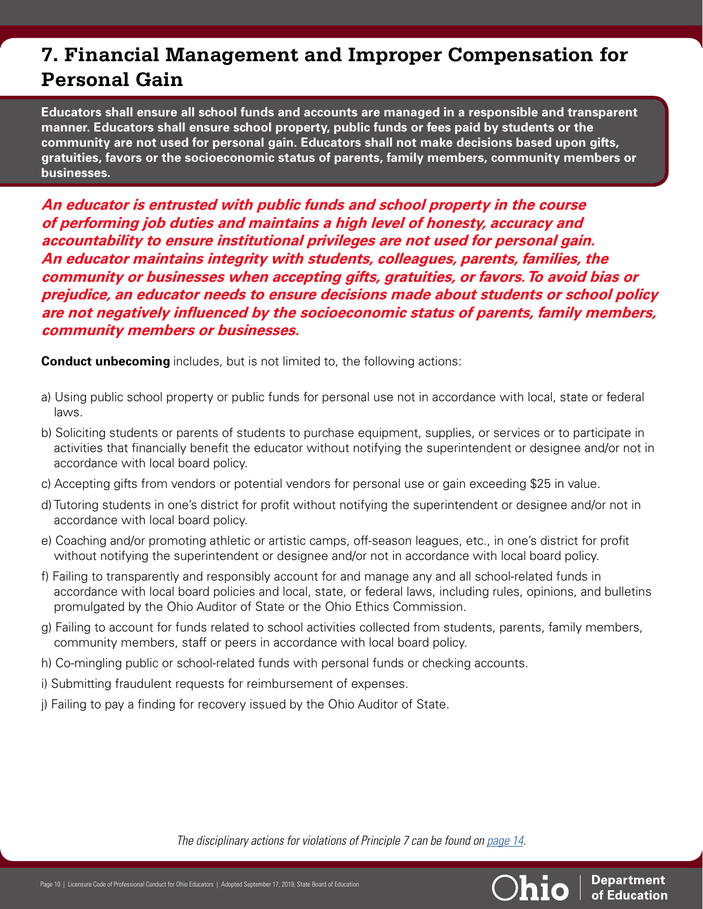## 7. Financial Management and Improper Compensation for Personal Gain

**Educators shall ensure all school funds and accounts are managed in a responsible and transparent manner. Educators shall ensure school property, public funds or fees paid by students or the community are not used for personal gain. Educators shall not make decisions based upon gifts, gratuities, favors or the socioeconomic status of parents, family members, community members or businesses.**

***An educator is entrusted with public funds and school property in the course of performing job duties and maintains a high level of honesty, accuracy and accountability to ensure institutional privileges are not used for personal gain. An educator maintains integrity with students, colleagues, parents, families, the community or businesses when accepting gifts, gratuities, or favors. To avoid bias or prejudice, an educator needs to ensure decisions made about students or school policy are not negatively influenced by the socioeconomic status of parents, family members, community members or businesses.***

**Conduct unbecoming** includes, but is not limited to, the following actions:

a) Using public school property or public funds for personal use not in accordance with local, state or federal laws.

b) Soliciting students or parents of students to purchase equipment, supplies, or services or to participate in activities that financially benefit the educator without notifying the superintendent or designee and/or not in accordance with local board policy.

c) Accepting gifts from vendors or potential vendors for personal use or gain exceeding $25 in value.

d) Tutoring students in one's district for profit without notifying the superintendent or designee and/or not in accordance with local board policy.

e) Coaching and/or promoting athletic or artistic camps, off-season leagues, etc., in one's district for profit without notifying the superintendent or designee and/or not in accordance with local board policy.

f) Failing to transparently and responsibly account for and manage any and all school-related funds in accordance with local board policies and local, state, or federal laws, including rules, opinions, and bulletins promulgated by the Ohio Auditor of State or the Ohio Ethics Commission.

g) Failing to account for funds related to school activities collected from students, parents, family members, community members, staff or peers in accordance with local board policy.

h) Co-mingling public or school-related funds with personal funds or checking accounts.

i) Submitting fraudulent requests for reimbursement of expenses.

j) Failing to pay a finding for recovery issued by the Ohio Auditor of State.

*The disciplinary actions for violations of Principle 7 can be found on page 14.*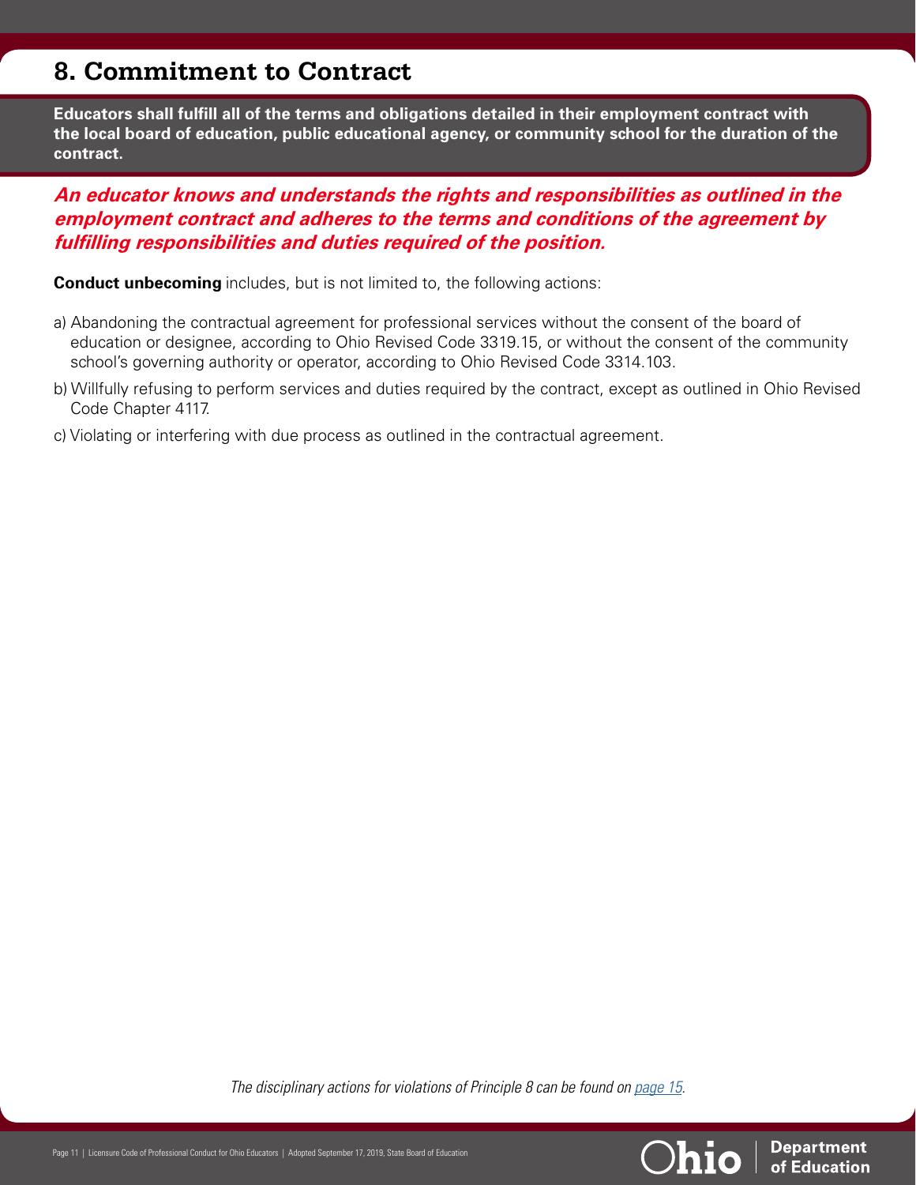## 8. Commitment to Contract

**Educators shall fulfill all of the terms and obligations detailed in their employment contract with the local board of education, public educational agency, or community school for the duration of the contract.**

***An educator knows and understands the rights and responsibilities as outlined in the employment contract and adheres to the terms and conditions of the agreement by fulfilling responsibilities and duties required of the position.***

**Conduct unbecoming** includes, but is not limited to, the following actions:

a) Abandoning the contractual agreement for professional services without the consent of the board of education or designee, according to Ohio Revised Code 3319.15, or without the consent of the community school's governing authority or operator, according to Ohio Revised Code 3314.103.

b) Willfully refusing to perform services and duties required by the contract, except as outlined in Ohio Revised Code Chapter 4117.

c) Violating or interfering with due process as outlined in the contractual agreement.

*The disciplinary actions for violations of Principle 8 can be found on page 15.*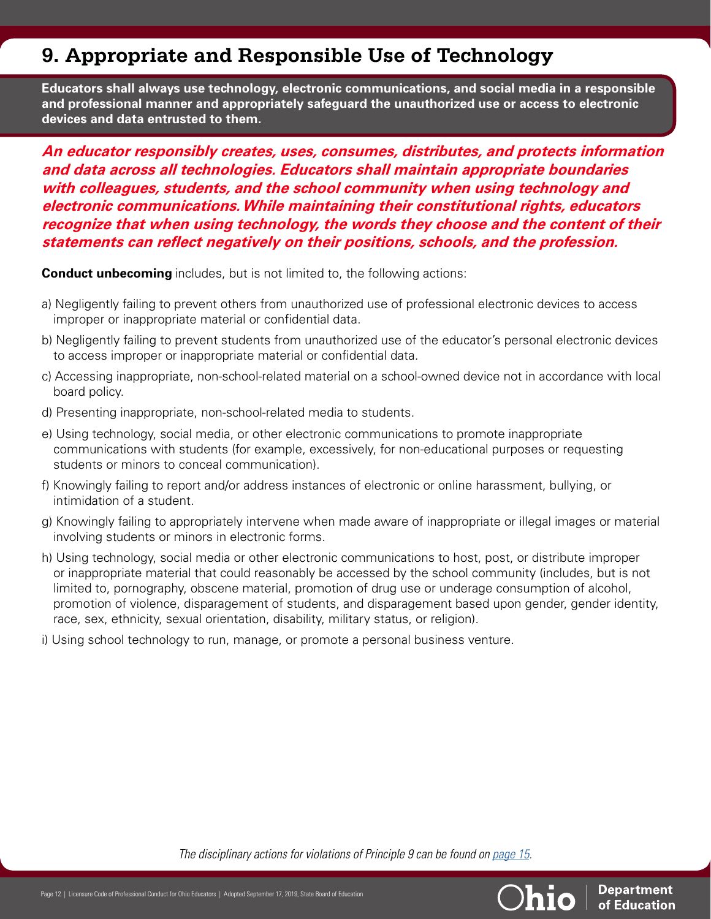## 9. Appropriate and Responsible Use of Technology

**Educators shall always use technology, electronic communications, and social media in a responsible and professional manner and appropriately safeguard the unauthorized use or access to electronic devices and data entrusted to them.**

***An educator responsibly creates, uses, consumes, distributes, and protects information and data across all technologies. Educators shall maintain appropriate boundaries with colleagues, students, and the school community when using technology and electronic communications. While maintaining their constitutional rights, educators recognize that when using technology, the words they choose and the content of their statements can reflect negatively on their positions, schools, and the profession.***

**Conduct unbecoming** includes, but is not limited to, the following actions:

a) Negligently failing to prevent others from unauthorized use of professional electronic devices to access improper or inappropriate material or confidential data.

b) Negligently failing to prevent students from unauthorized use of the educator's personal electronic devices to access improper or inappropriate material or confidential data.

c) Accessing inappropriate, non-school-related material on a school-owned device not in accordance with local board policy.

d) Presenting inappropriate, non-school-related media to students.

e) Using technology, social media, or other electronic communications to promote inappropriate communications with students (for example, excessively, for non-educational purposes or requesting students or minors to conceal communication).

f) Knowingly failing to report and/or address instances of electronic or online harassment, bullying, or intimidation of a student.

g) Knowingly failing to appropriately intervene when made aware of inappropriate or illegal images or material involving students or minors in electronic forms.

h) Using technology, social media or other electronic communications to host, post, or distribute improper or inappropriate material that could reasonably be accessed by the school community (includes, but is not limited to, pornography, obscene material, promotion of drug use or underage consumption of alcohol, promotion of violence, disparagement of students, and disparagement based upon gender, gender identity, race, sex, ethnicity, sexual orientation, disability, military status, or religion).

i) Using school technology to run, manage, or promote a personal business venture.

*The disciplinary actions for violations of Principle 9 can be found on page 15.*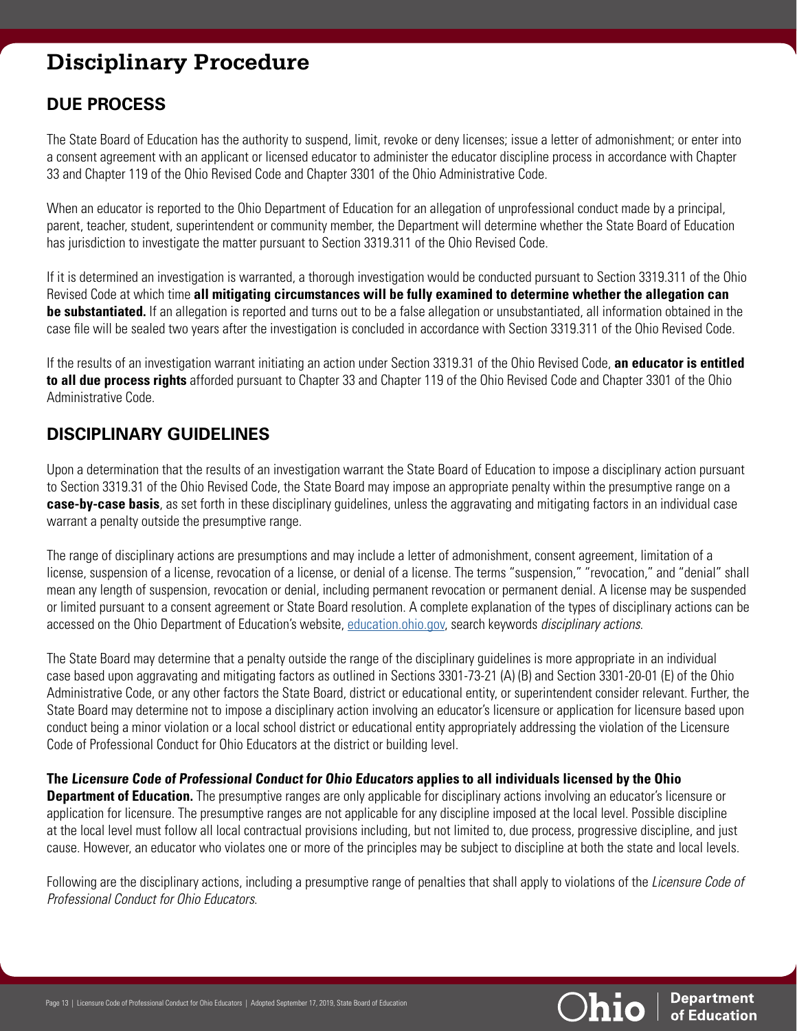# Disciplinary Procedure

## DUE PROCESS

The State Board of Education has the authority to suspend, limit, revoke or deny licenses; issue a letter of admonishment; or enter into a consent agreement with an applicant or licensed educator to administer the educator discipline process in accordance with Chapter 33 and Chapter 119 of the Ohio Revised Code and Chapter 3301 of the Ohio Administrative Code.

When an educator is reported to the Ohio Department of Education for an allegation of unprofessional conduct made by a principal, parent, teacher, student, superintendent or community member, the Department will determine whether the State Board of Education has jurisdiction to investigate the matter pursuant to Section 3319.311 of the Ohio Revised Code.

If it is determined an investigation is warranted, a thorough investigation would be conducted pursuant to Section 3319.311 of the Ohio Revised Code at which time **all mitigating circumstances will be fully examined to determine whether the allegation can be substantiated.** If an allegation is reported and turns out to be a false allegation or unsubstantiated, all information obtained in the case file will be sealed two years after the investigation is concluded in accordance with Section 3319.311 of the Ohio Revised Code.

If the results of an investigation warrant initiating an action under Section 3319.31 of the Ohio Revised Code, **an educator is entitled to all due process rights** afforded pursuant to Chapter 33 and Chapter 119 of the Ohio Revised Code and Chapter 3301 of the Ohio Administrative Code.

## DISCIPLINARY GUIDELINES

Upon a determination that the results of an investigation warrant the State Board of Education to impose a disciplinary action pursuant to Section 3319.31 of the Ohio Revised Code, the State Board may impose an appropriate penalty within the presumptive range on a **case-by-case basis**, as set forth in these disciplinary guidelines, unless the aggravating and mitigating factors in an individual case warrant a penalty outside the presumptive range.

The range of disciplinary actions are presumptions and may include a letter of admonishment, consent agreement, limitation of a license, suspension of a license, revocation of a license, or denial of a license. The terms "suspension," "revocation," and "denial" shall mean any length of suspension, revocation or denial, including permanent revocation or permanent denial. A license may be suspended or limited pursuant to a consent agreement or State Board resolution. A complete explanation of the types of disciplinary actions can be accessed on the Ohio Department of Education's website, education.ohio.gov, search keywords *disciplinary actions*.

The State Board may determine that a penalty outside the range of the disciplinary guidelines is more appropriate in an individual case based upon aggravating and mitigating factors as outlined in Sections 3301-73-21 (A) (B) and Section 3301-20-01 (E) of the Ohio Administrative Code, or any other factors the State Board, district or educational entity, or superintendent consider relevant. Further, the State Board may determine not to impose a disciplinary action involving an educator's licensure or application for licensure based upon conduct being a minor violation or a local school district or educational entity appropriately addressing the violation of the Licensure Code of Professional Conduct for Ohio Educators at the district or building level.

**The *Licensure Code of Professional Conduct for Ohio Educators* applies to all individuals licensed by the Ohio Department of Education.** The presumptive ranges are only applicable for disciplinary actions involving an educator's licensure or application for licensure. The presumptive ranges are not applicable for any discipline imposed at the local level. Possible discipline at the local level must follow all local contractual provisions including, but not limited to, due process, progressive discipline, and just cause. However, an educator who violates one or more of the principles may be subject to discipline at both the state and local levels.

Following are the disciplinary actions, including a presumptive range of penalties that shall apply to violations of the *Licensure Code of Professional Conduct for Ohio Educators*.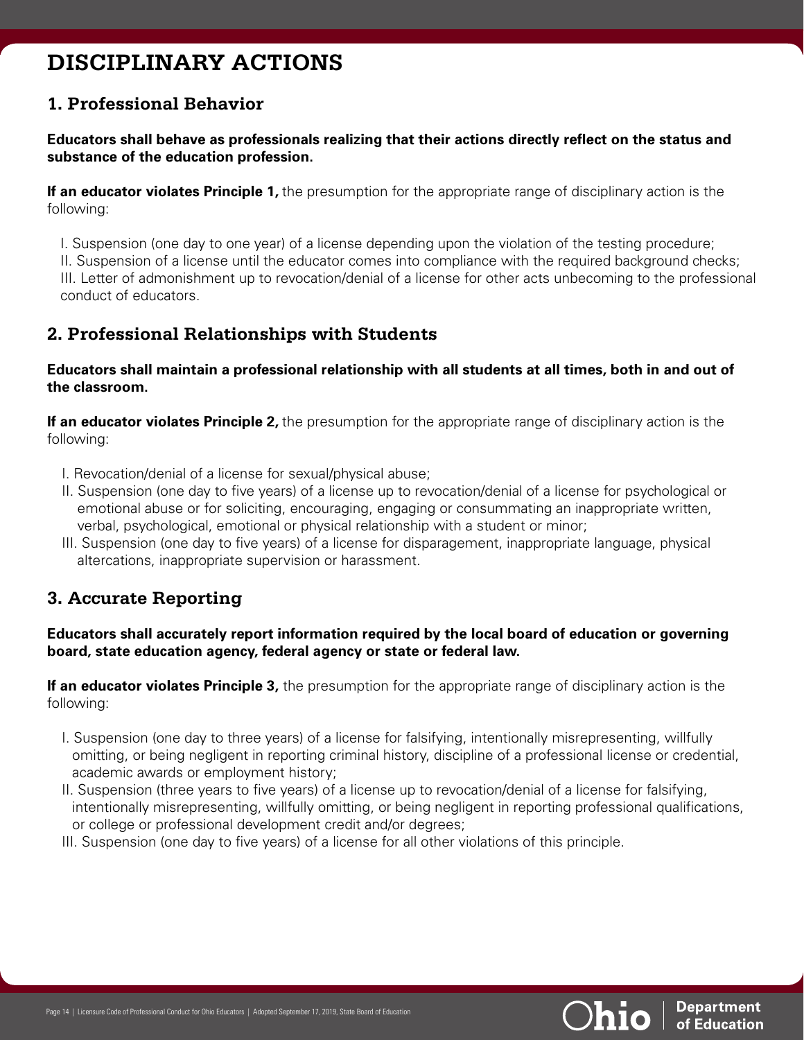# DISCIPLINARY ACTIONS

## 1. Professional Behavior

**Educators shall behave as professionals realizing that their actions directly reflect on the status and substance of the education profession.**

**If an educator violates Principle 1,** the presumption for the appropriate range of disciplinary action is the following:

I. Suspension (one day to one year) of a license depending upon the violation of the testing procedure;
II. Suspension of a license until the educator comes into compliance with the required background checks;
III. Letter of admonishment up to revocation/denial of a license for other acts unbecoming to the professional conduct of educators.

## 2. Professional Relationships with Students

**Educators shall maintain a professional relationship with all students at all times, both in and out of the classroom.**

**If an educator violates Principle 2,** the presumption for the appropriate range of disciplinary action is the following:

I. Revocation/denial of a license for sexual/physical abuse;
II. Suspension (one day to five years) of a license up to revocation/denial of a license for psychological or emotional abuse or for soliciting, encouraging, engaging or consummating an inappropriate written, verbal, psychological, emotional or physical relationship with a student or minor;
III. Suspension (one day to five years) of a license for disparagement, inappropriate language, physical altercations, inappropriate supervision or harassment.

## 3. Accurate Reporting

**Educators shall accurately report information required by the local board of education or governing board, state education agency, federal agency or state or federal law.**

**If an educator violates Principle 3,** the presumption for the appropriate range of disciplinary action is the following:

I. Suspension (one day to three years) of a license for falsifying, intentionally misrepresenting, willfully omitting, or being negligent in reporting criminal history, discipline of a professional license or credential, academic awards or employment history;
II. Suspension (three years to five years) of a license up to revocation/denial of a license for falsifying, intentionally misrepresenting, willfully omitting, or being negligent in reporting professional qualifications, or college or professional development credit and/or degrees;
III. Suspension (one day to five years) of a license for all other violations of this principle.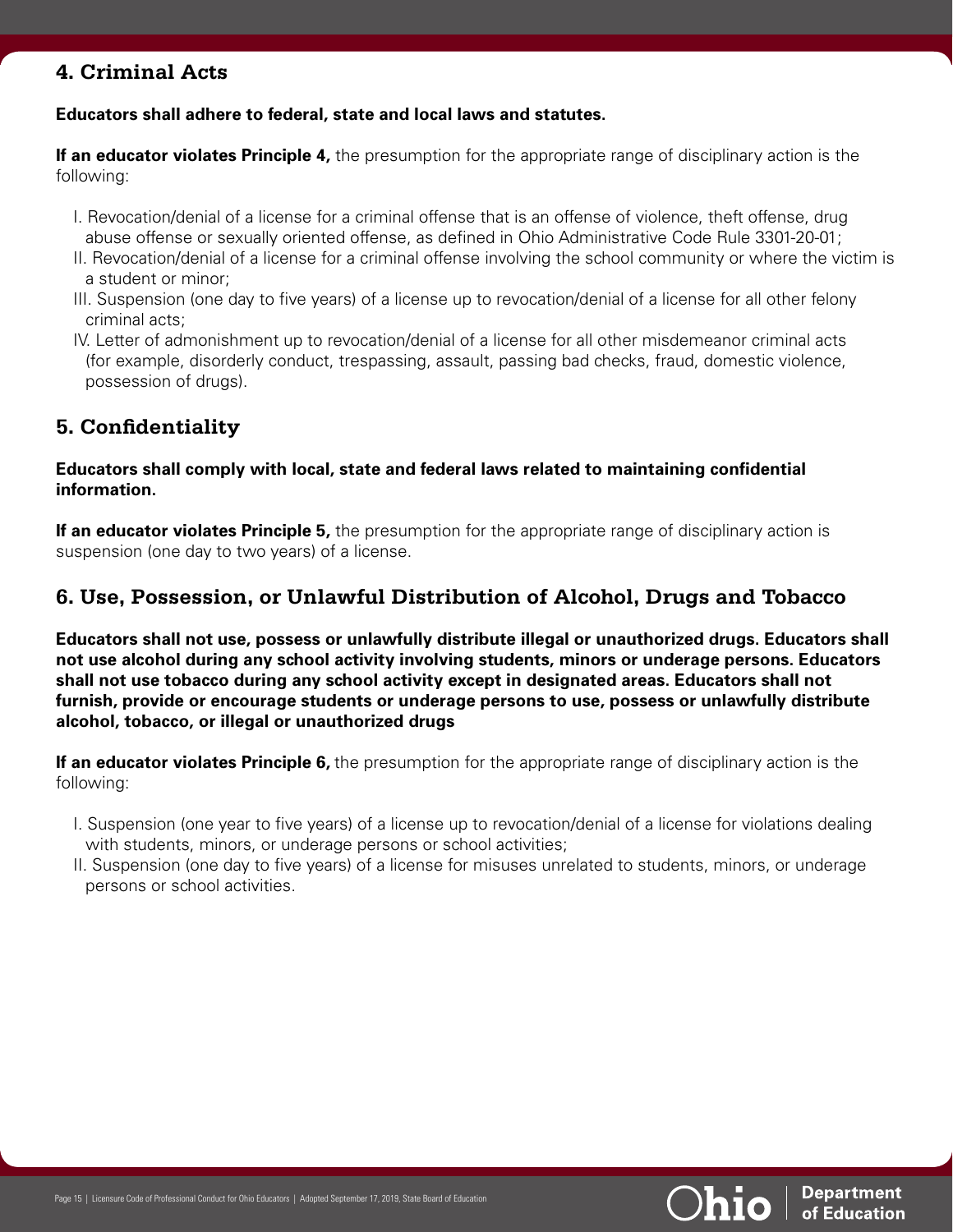## 4. Criminal Acts

**Educators shall adhere to federal, state and local laws and statutes.**

**If an educator violates Principle 4,** the presumption for the appropriate range of disciplinary action is the following:

I. Revocation/denial of a license for a criminal offense that is an offense of violence, theft offense, drug abuse offense or sexually oriented offense, as defined in Ohio Administrative Code Rule 3301-20-01;

II. Revocation/denial of a license for a criminal offense involving the school community or where the victim is a student or minor;

III. Suspension (one day to five years) of a license up to revocation/denial of a license for all other felony criminal acts;

IV. Letter of admonishment up to revocation/denial of a license for all other misdemeanor criminal acts (for example, disorderly conduct, trespassing, assault, passing bad checks, fraud, domestic violence, possession of drugs).

## 5. Confidentiality

**Educators shall comply with local, state and federal laws related to maintaining confidential information.**

**If an educator violates Principle 5,** the presumption for the appropriate range of disciplinary action is suspension (one day to two years) of a license.

## 6. Use, Possession, or Unlawful Distribution of Alcohol, Drugs and Tobacco

**Educators shall not use, possess or unlawfully distribute illegal or unauthorized drugs. Educators shall not use alcohol during any school activity involving students, minors or underage persons. Educators shall not use tobacco during any school activity except in designated areas. Educators shall not furnish, provide or encourage students or underage persons to use, possess or unlawfully distribute alcohol, tobacco, or illegal or unauthorized drugs**

**If an educator violates Principle 6,** the presumption for the appropriate range of disciplinary action is the following:

I. Suspension (one year to five years) of a license up to revocation/denial of a license for violations dealing with students, minors, or underage persons or school activities;

II. Suspension (one day to five years) of a license for misuses unrelated to students, minors, or underage persons or school activities.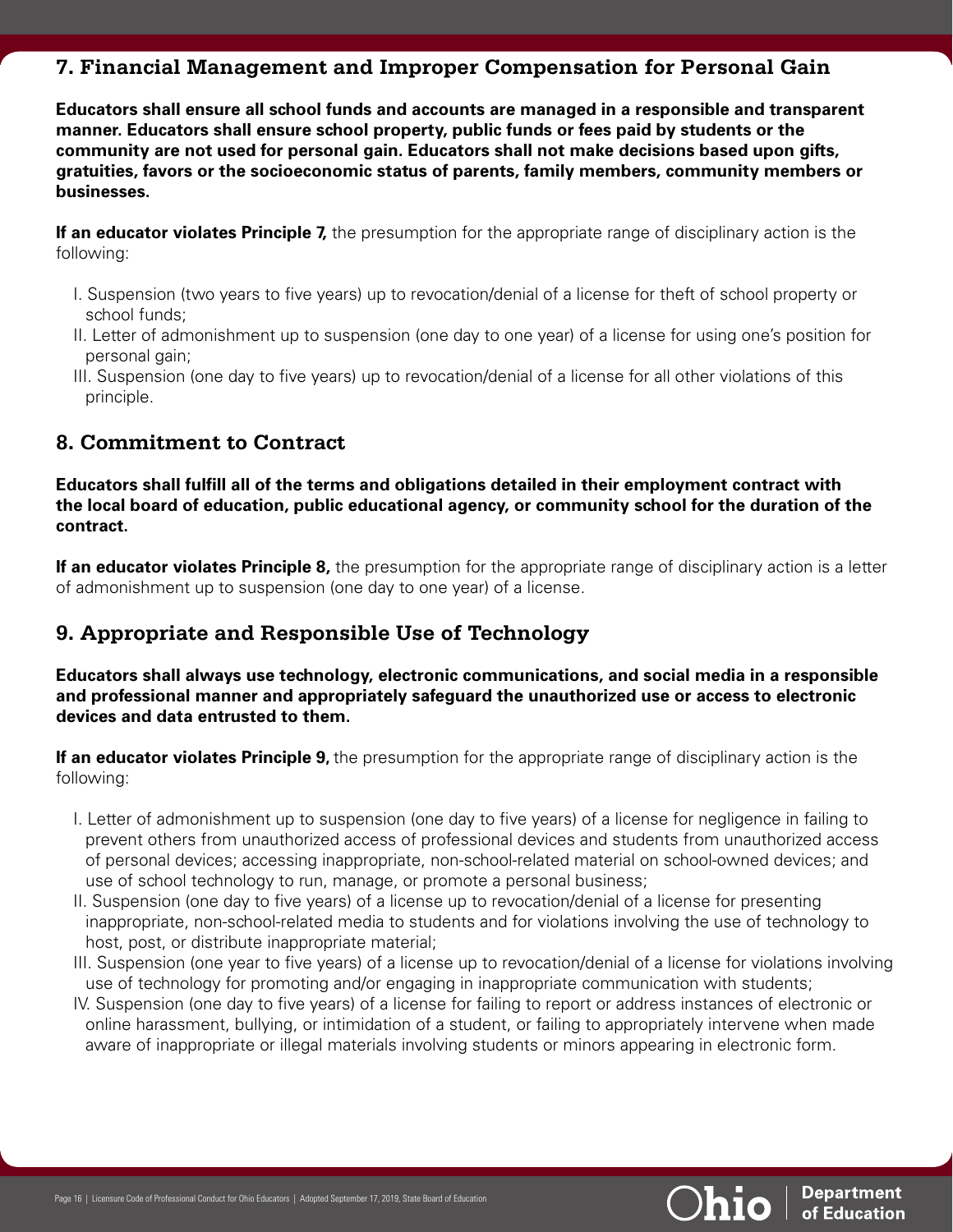## 7. Financial Management and Improper Compensation for Personal Gain

**Educators shall ensure all school funds and accounts are managed in a responsible and transparent manner. Educators shall ensure school property, public funds or fees paid by students or the community are not used for personal gain. Educators shall not make decisions based upon gifts, gratuities, favors or the socioeconomic status of parents, family members, community members or businesses.**

**If an educator violates Principle 7,** the presumption for the appropriate range of disciplinary action is the following:

I. Suspension (two years to five years) up to revocation/denial of a license for theft of school property or school funds;
II. Letter of admonishment up to suspension (one day to one year) of a license for using one's position for personal gain;
III. Suspension (one day to five years) up to revocation/denial of a license for all other violations of this principle.

## 8. Commitment to Contract

**Educators shall fulfill all of the terms and obligations detailed in their employment contract with the local board of education, public educational agency, or community school for the duration of the contract.**

**If an educator violates Principle 8,** the presumption for the appropriate range of disciplinary action is a letter of admonishment up to suspension (one day to one year) of a license.

## 9. Appropriate and Responsible Use of Technology

**Educators shall always use technology, electronic communications, and social media in a responsible and professional manner and appropriately safeguard the unauthorized use or access to electronic devices and data entrusted to them.**

**If an educator violates Principle 9,** the presumption for the appropriate range of disciplinary action is the following:

I. Letter of admonishment up to suspension (one day to five years) of a license for negligence in failing to prevent others from unauthorized access of professional devices and students from unauthorized access of personal devices; accessing inappropriate, non-school-related material on school-owned devices; and use of school technology to run, manage, or promote a personal business;
II. Suspension (one day to five years) of a license up to revocation/denial of a license for presenting inappropriate, non-school-related media to students and for violations involving the use of technology to host, post, or distribute inappropriate material;
III. Suspension (one year to five years) of a license up to revocation/denial of a license for violations involving use of technology for promoting and/or engaging in inappropriate communication with students;
IV. Suspension (one day to five years) of a license for failing to report or address instances of electronic or online harassment, bullying, or intimidation of a student, or failing to appropriately intervene when made aware of inappropriate or illegal materials involving students or minors appearing in electronic form.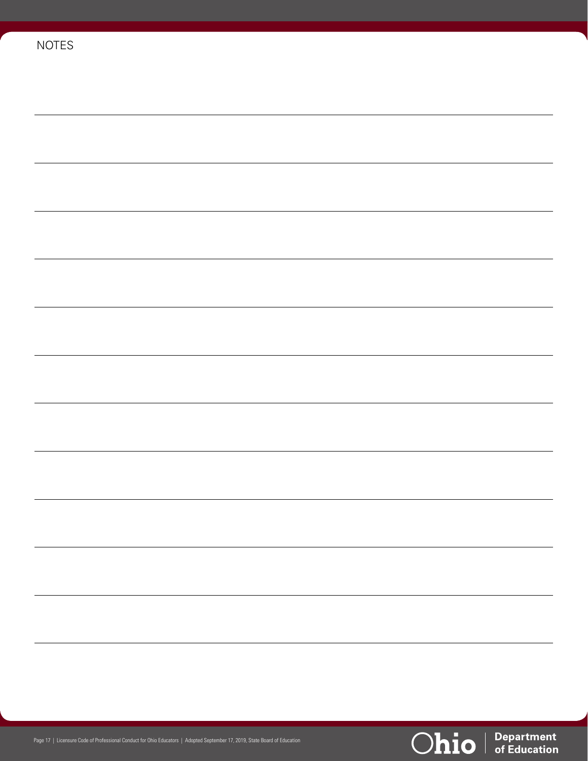NOTES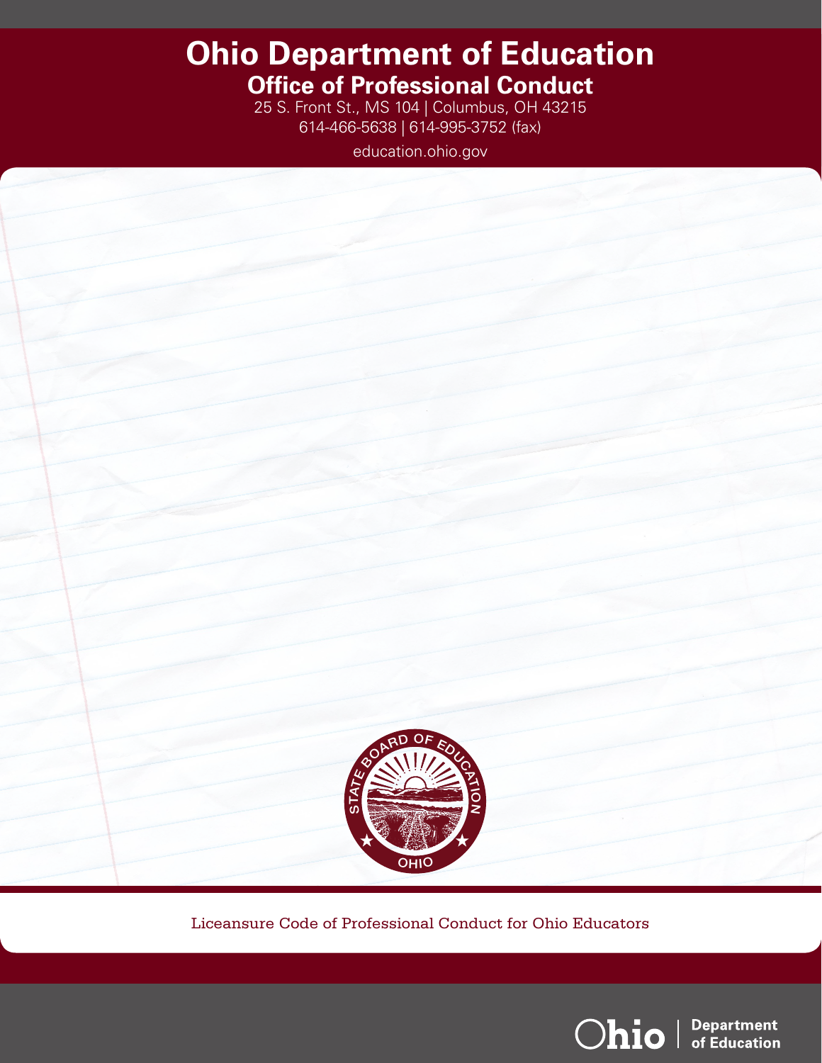# Ohio Department of Education

## Office of Professional Conduct

25 S. Front St., MS 104 | Columbus, OH 43215

614-466-5638 | 614-995-3752 (fax)

education.ohio.gov

Liceansure Code of Professional Conduct for Ohio Educators